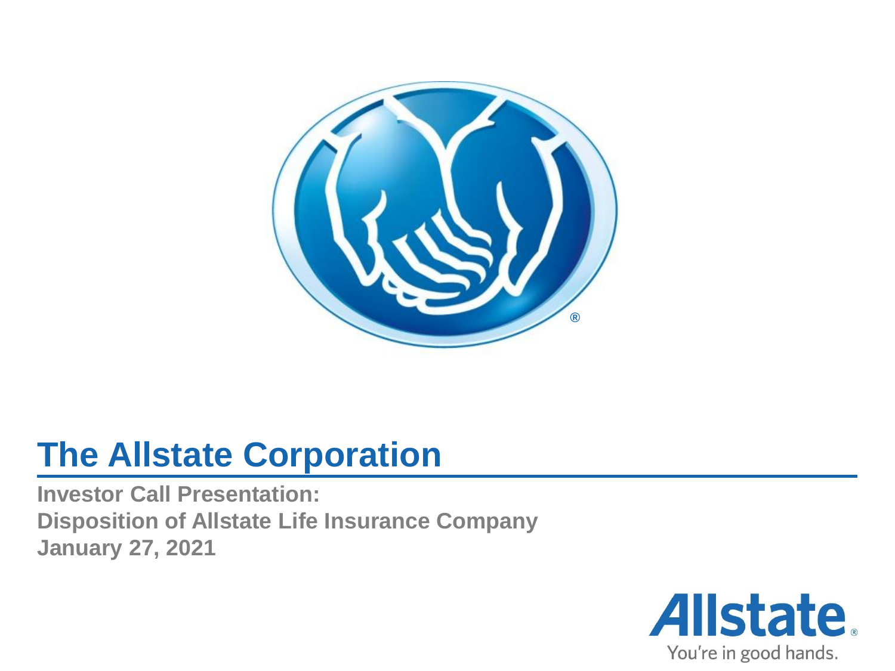# The Allstate Corporation

**Investor Call Presentation:**
**Disposition of Allstate Life Insurance Company**
**January 27, 2021**

Allstate.
You're in good hands.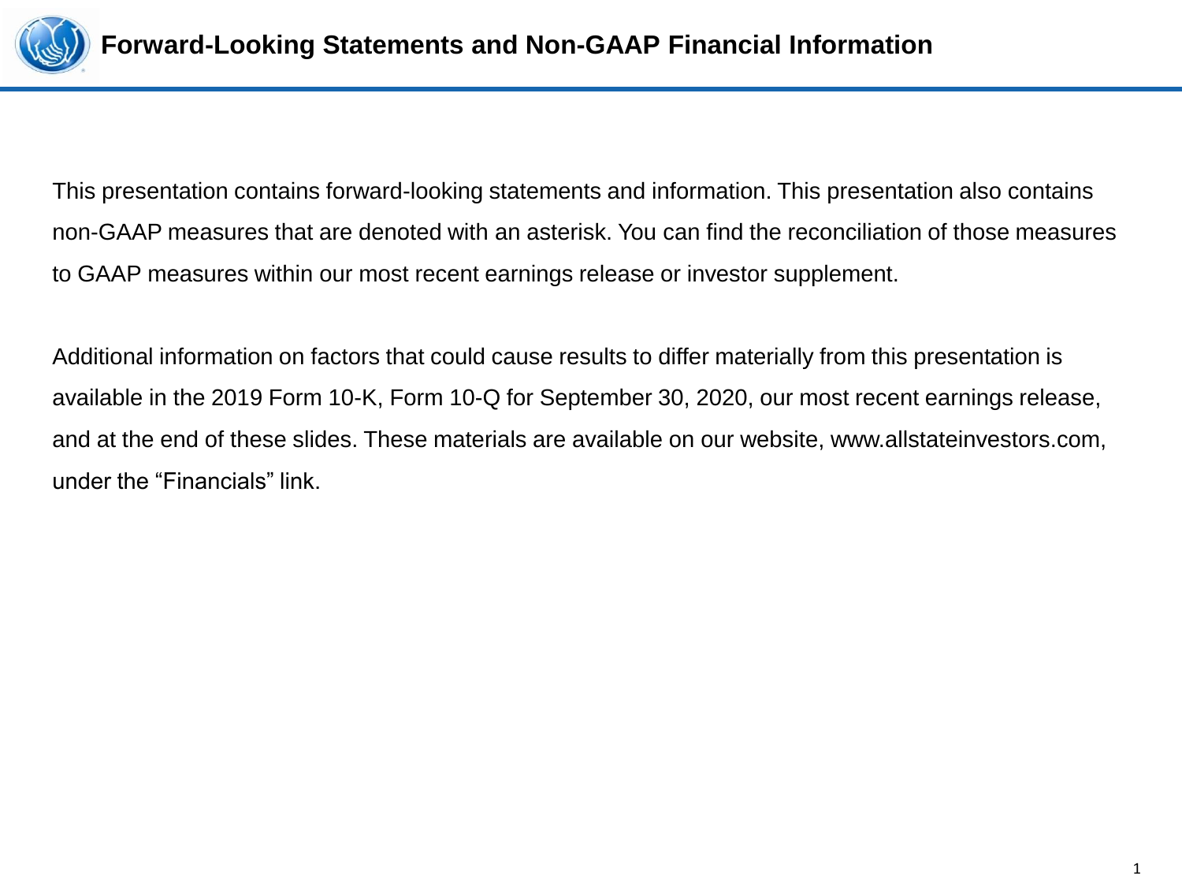# Forward-Looking Statements and Non-GAAP Financial Information

This presentation contains forward-looking statements and information. This presentation also contains non-GAAP measures that are denoted with an asterisk. You can find the reconciliation of those measures to GAAP measures within our most recent earnings release or investor supplement.

Additional information on factors that could cause results to differ materially from this presentation is available in the 2019 Form 10-K, Form 10-Q for September 30, 2020, our most recent earnings release, and at the end of these slides. These materials are available on our website, www.allstateinvestors.com, under the “Financials” link.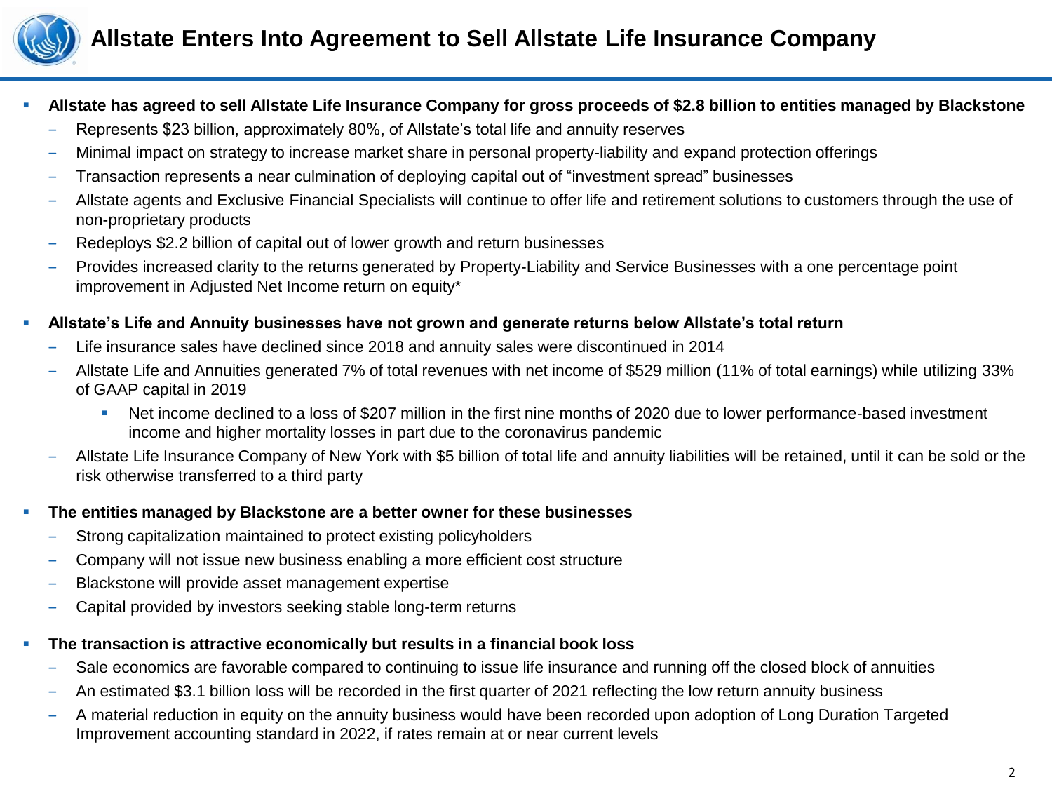# Allstate Enters Into Agreement to Sell Allstate Life Insurance Company

- **Allstate has agreed to sell Allstate Life Insurance Company for gross proceeds of $2.8 billion to entities managed by Blackstone**
  - Represents $23 billion, approximately 80%, of Allstate's total life and annuity reserves
  - Minimal impact on strategy to increase market share in personal property-liability and expand protection offerings
  - Transaction represents a near culmination of deploying capital out of "investment spread" businesses
  - Allstate agents and Exclusive Financial Specialists will continue to offer life and retirement solutions to customers through the use of non-proprietary products
  - Redeploys $2.2 billion of capital out of lower growth and return businesses
  - Provides increased clarity to the returns generated by Property-Liability and Service Businesses with a one percentage point improvement in Adjusted Net Income return on equity*
- **Allstate's Life and Annuity businesses have not grown and generate returns below Allstate's total return**
  - Life insurance sales have declined since 2018 and annuity sales were discontinued in 2014
  - Allstate Life and Annuities generated 7% of total revenues with net income of $529 million (11% of total earnings) while utilizing 33% of GAAP capital in 2019
    - Net income declined to a loss of $207 million in the first nine months of 2020 due to lower performance-based investment income and higher mortality losses in part due to the coronavirus pandemic
  - Allstate Life Insurance Company of New York with $5 billion of total life and annuity liabilities will be retained, until it can be sold or the risk otherwise transferred to a third party
- **The entities managed by Blackstone are a better owner for these businesses**
  - Strong capitalization maintained to protect existing policyholders
  - Company will not issue new business enabling a more efficient cost structure
  - Blackstone will provide asset management expertise
  - Capital provided by investors seeking stable long-term returns
- **The transaction is attractive economically but results in a financial book loss**
  - Sale economics are favorable compared to continuing to issue life insurance and running off the closed block of annuities
  - An estimated $3.1 billion loss will be recorded in the first quarter of 2021 reflecting the low return annuity business
  - A material reduction in equity on the annuity business would have been recorded upon adoption of Long Duration Targeted Improvement accounting standard in 2022, if rates remain at or near current levels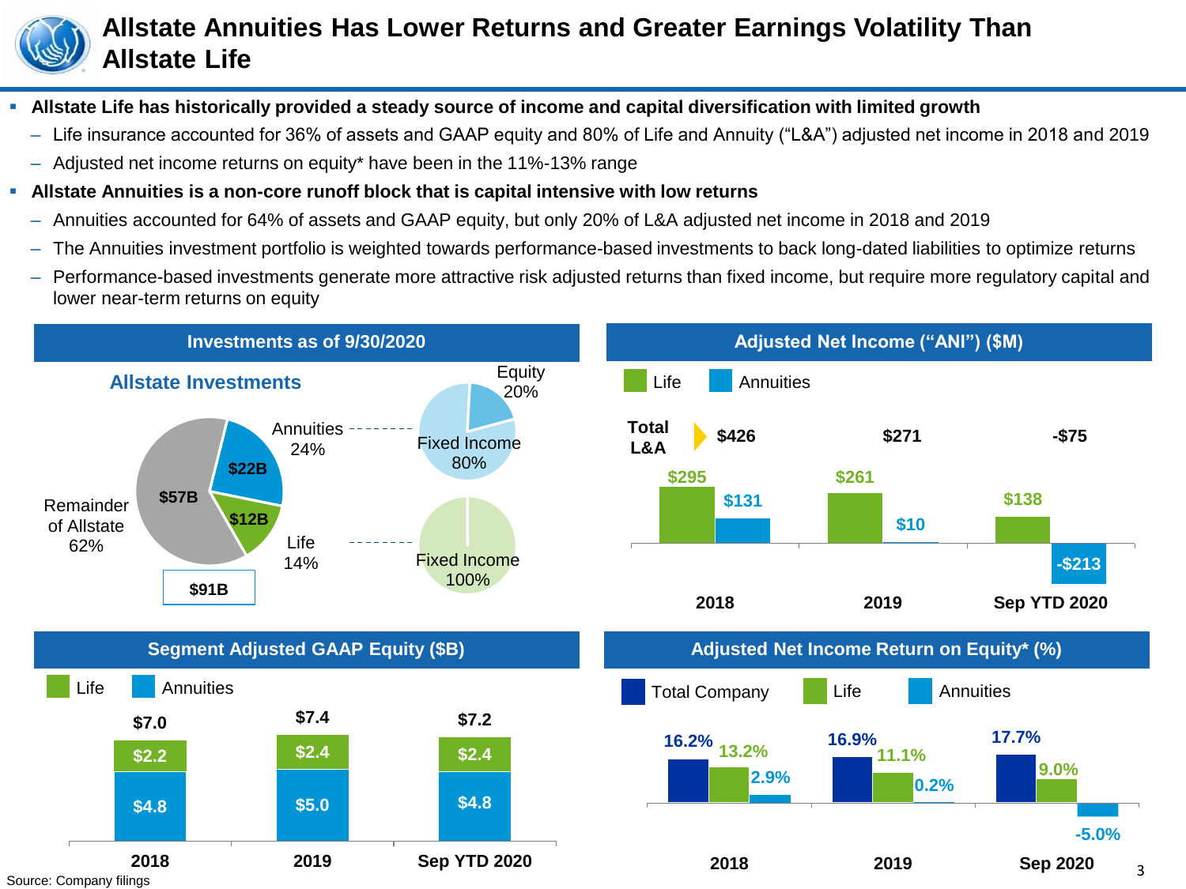# Allstate Annuities Has Lower Returns and Greater Earnings Volatility Than Allstate Life

- **Allstate Life has historically provided a steady source of income and capital diversification with limited growth**
  - Life insurance accounted for 36% of assets and GAAP equity and 80% of Life and Annuity ("L&A") adjusted net income in 2018 and 2019
  - Adjusted net income returns on equity* have been in the 11%-13% range
- **Allstate Annuities is a non-core runoff block that is capital intensive with low returns**
  - Annuities accounted for 64% of assets and GAAP equity, but only 20% of L&A adjusted net income in 2018 and 2019
  - The Annuities investment portfolio is weighted towards performance-based investments to back long-dated liabilities to optimize returns
  - Performance-based investments generate more attractive risk adjusted returns than fixed income, but require more regulatory capital and lower near-term returns on equity

## Investments as of 9/30/2020

**Allstate Investments** ($91B)

| Segment | Amount | Share | Composition |
|---|---|---|---|
| Remainder of Allstate | $57B | 62% | |
| Annuities | $22B | 24% | Fixed Income 80%, Equity 20% |
| Life | $12B | 14% | Fixed Income 100% |

## Adjusted Net Income ("ANI") ($M)

| | 2018 | 2019 | Sep YTD 2020 |
|---|---|---|---|
| Total L&A | $426 | $271 | -$75 |
| Life | $295 | $261 | $138 |
| Annuities | $131 | $10 | -$213 |

## Segment Adjusted GAAP Equity ($B)

| | 2018 | 2019 | Sep YTD 2020 |
|---|---|---|---|
| Total | $7.0 | $7.4 | $7.2 |
| Life | $2.2 | $2.4 | $2.4 |
| Annuities | $4.8 | $5.0 | $4.8 |

## Adjusted Net Income Return on Equity* (%)

| | 2018 | 2019 | Sep 2020 |
|---|---|---|---|
| Total Company | 16.2% | 16.9% | 17.7% |
| Life | 13.2% | 11.1% | 9.0% |
| Annuities | 2.9% | 0.2% | -5.0% |

Source: Company filings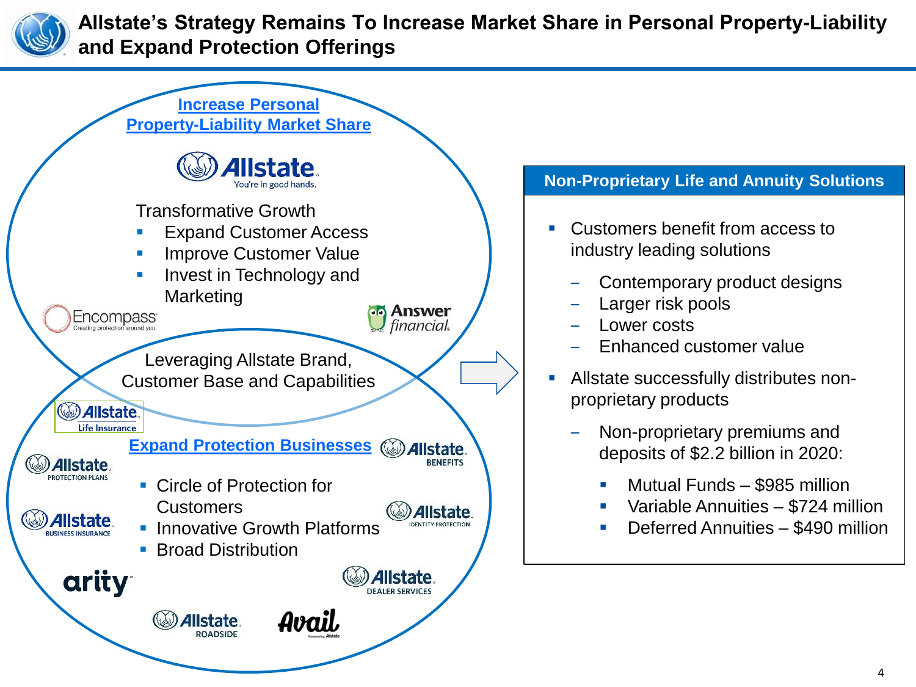# Allstate's Strategy Remains To Increase Market Share in Personal Property-Liability and Expand Protection Offerings

## Increase Personal Property-Liability Market Share

Allstate. You're in good hands.

Transformative Growth

- Expand Customer Access
- Improve Customer Value
- Invest in Technology and Marketing

Encompass — Creating protection around you

Answer financial

Leveraging Allstate Brand, Customer Base and Capabilities

Allstate Life Insurance

## Expand Protection Businesses

Allstate Benefits

Allstate Protection Plans

- Circle of Protection for Customers
- Innovative Growth Platforms
- Broad Distribution

Allstate Business Insurance

Allstate Identity Protection

arity

Allstate Dealer Services

Allstate Roadside

Avail

## Non-Proprietary Life and Annuity Solutions

- Customers benefit from access to industry leading solutions
  - Contemporary product designs
  - Larger risk pools
  - Lower costs
  - Enhanced customer value
- Allstate successfully distributes non-proprietary products
  - Non-proprietary premiums and deposits of $2.2 billion in 2020:
    - Mutual Funds – $985 million
    - Variable Annuities – $724 million
    - Deferred Annuities – $490 million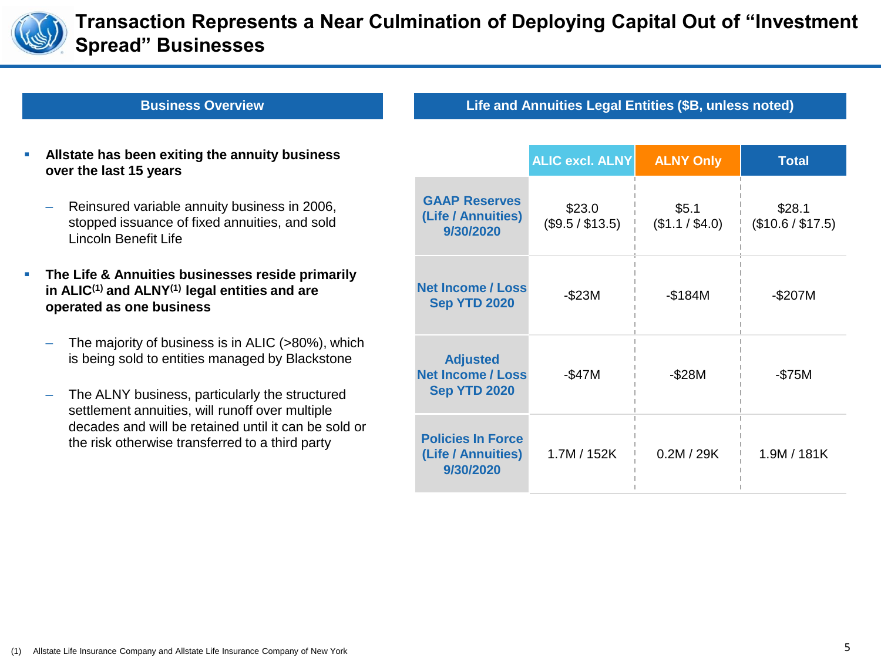# Transaction Represents a Near Culmination of Deploying Capital Out of "Investment Spread" Businesses

## Business Overview

- **Allstate has been exiting the annuity business over the last 15 years**
  - Reinsured variable annuity business in 2006, stopped issuance of fixed annuities, and sold Lincoln Benefit Life
- **The Life & Annuities businesses reside primarily in ALIC[1] and ALNY[1] legal entities and are operated as one business**
  - The majority of business is in ALIC (>80%), which is being sold to entities managed by Blackstone
  - The ALNY business, particularly the structured settlement annuities, will runoff over multiple decades and will be retained until it can be sold or the risk otherwise transferred to a third party

## Life and Annuities Legal Entities ($B, unless noted)

| | ALIC excl. ALNY | ALNY Only | Total |
|---|---|---|---|
| **GAAP Reserves (Life / Annuities) 9/30/2020** | $23.0 ($9.5 / $13.5) | $5.1 ($1.1 / $4.0) | $28.1 ($10.6 / $17.5) |
| **Net Income / Loss Sep YTD 2020** | -$23M | -$184M | -$207M |
| **Adjusted Net Income / Loss Sep YTD 2020** | -$47M | -$28M | -$75M |
| **Policies In Force (Life / Annuities) 9/30/2020** | 1.7M / 152K | 0.2M / 29K | 1.9M / 181K |

(1) Allstate Life Insurance Company and Allstate Life Insurance Company of New York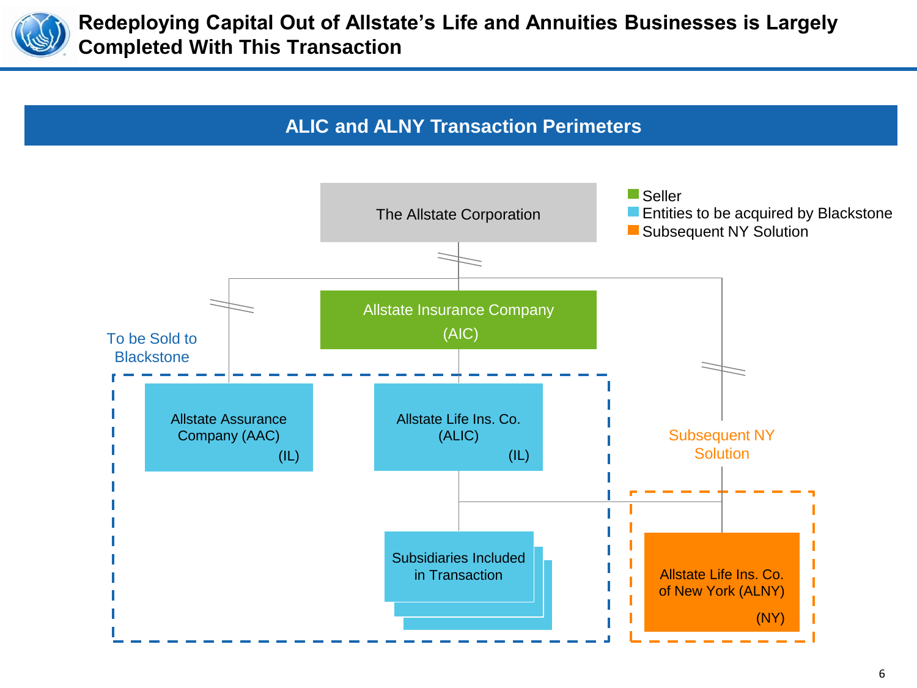# Redeploying Capital Out of Allstate's Life and Annuities Businesses is Largely Completed With This Transaction

## ALIC and ALNY Transaction Perimeters

- Seller
- Entities to be acquired by Blackstone
- Subsequent NY Solution

The Allstate Corporation

Allstate Insurance Company (AIC)

To be Sold to Blackstone

Allstate Assurance Company (AAC) (IL)

Allstate Life Ins. Co. (ALIC) (IL)

Subsidiaries Included in Transaction

Subsequent NY Solution

Allstate Life Ins. Co. of New York (ALNY) (NY)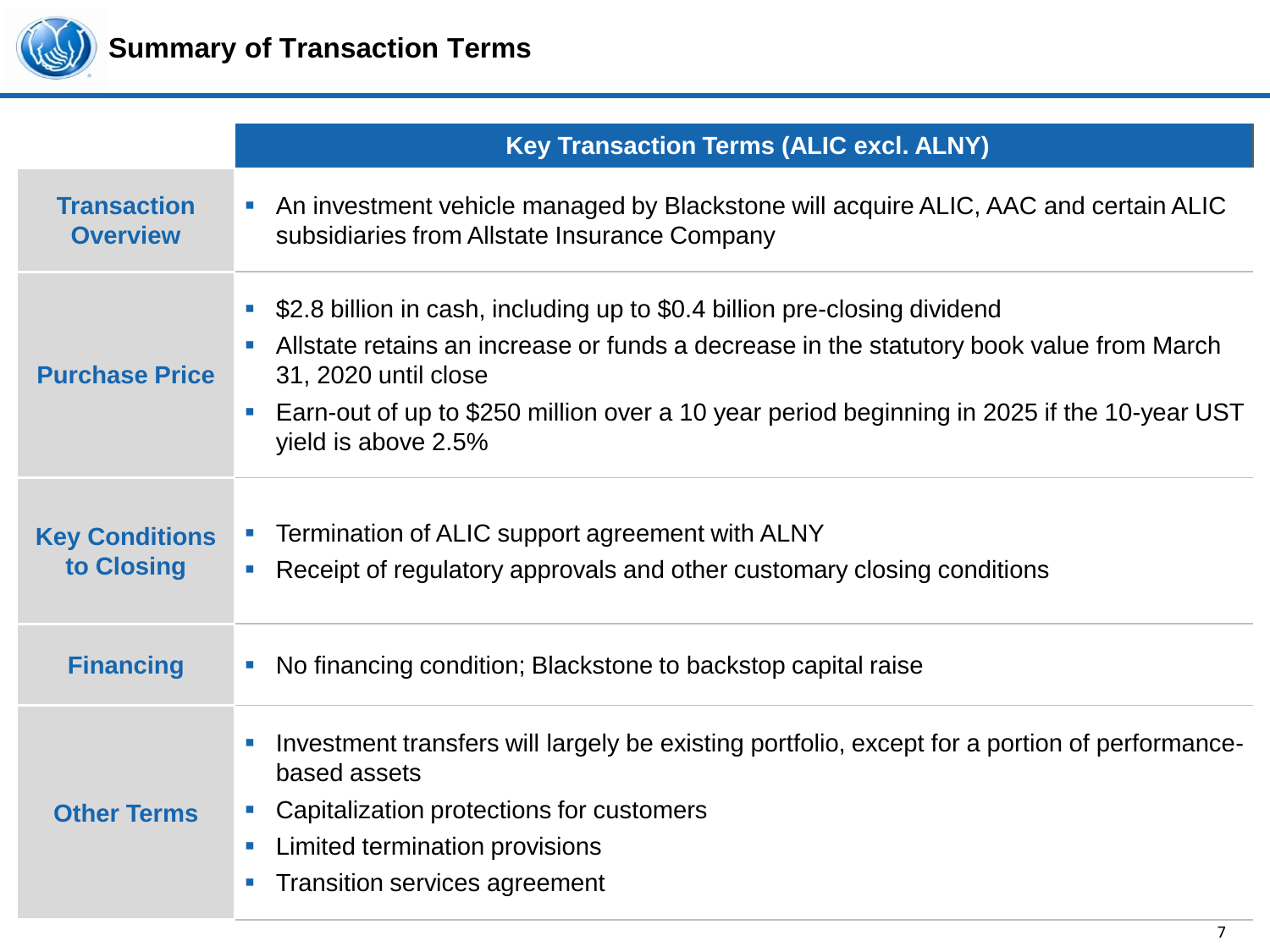# Summary of Transaction Terms

| | Key Transaction Terms (ALIC excl. ALNY) |
|---|---|
| **Transaction Overview** | ▪ An investment vehicle managed by Blackstone will acquire ALIC, AAC and certain ALIC subsidiaries from Allstate Insurance Company |
| **Purchase Price** | ▪ $2.8 billion in cash, including up to $0.4 billion pre-closing dividend<br>▪ Allstate retains an increase or funds a decrease in the statutory book value from March 31, 2020 until close<br>▪ Earn-out of up to $250 million over a 10 year period beginning in 2025 if the 10-year UST yield is above 2.5% |
| **Key Conditions to Closing** | ▪ Termination of ALIC support agreement with ALNY<br>▪ Receipt of regulatory approvals and other customary closing conditions |
| **Financing** | ▪ No financing condition; Blackstone to backstop capital raise |
| **Other Terms** | ▪ Investment transfers will largely be existing portfolio, except for a portion of performance-based assets<br>▪ Capitalization protections for customers<br>▪ Limited termination provisions<br>▪ Transition services agreement |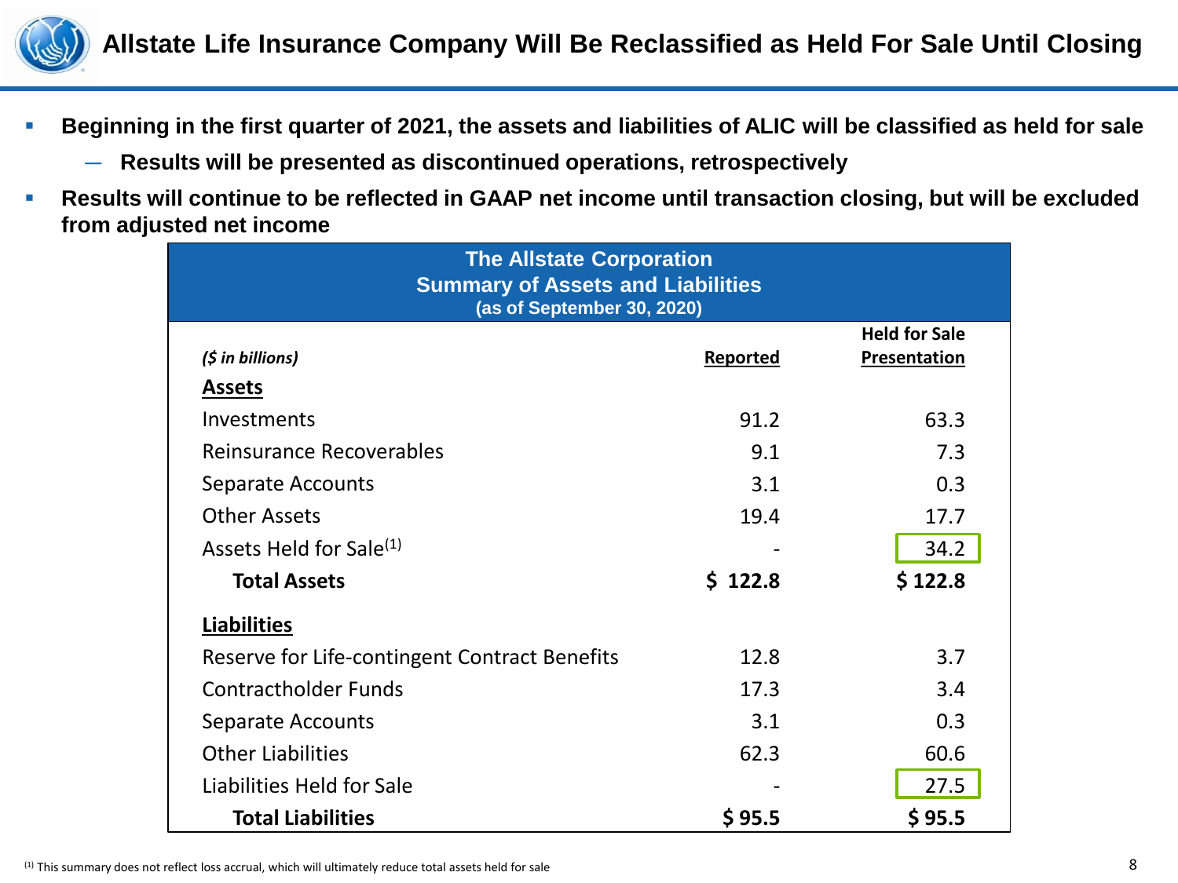# Allstate Life Insurance Company Will Be Reclassified as Held For Sale Until Closing

- **Beginning in the first quarter of 2021, the assets and liabilities of ALIC will be classified as held for sale**
  - **Results will be presented as discontinued operations, retrospectively**
- **Results will continue to be reflected in GAAP net income until transaction closing, but will be excluded from adjusted net income**

**The Allstate Corporation**
**Summary of Assets and Liabilities**
**(as of September 30, 2020)**

| *($ in billions)* | Reported | Held for Sale Presentation |
|---|---|---|
| **Assets** | | |
| Investments | 91.2 | 63.3 |
| Reinsurance Recoverables | 9.1 | 7.3 |
| Separate Accounts | 3.1 | 0.3 |
| Other Assets | 19.4 | 17.7 |
| Assets Held for Sale[1] | - | 34.2 |
| **Total Assets** | **$ 122.8** | **$ 122.8** |
| **Liabilities** | | |
| Reserve for Life-contingent Contract Benefits | 12.8 | 3.7 |
| Contractholder Funds | 17.3 | 3.4 |
| Separate Accounts | 3.1 | 0.3 |
| Other Liabilities | 62.3 | 60.6 |
| Liabilities Held for Sale | - | 27.5 |
| **Total Liabilities** | **$ 95.5** | **$ 95.5** |

[1] This summary does not reflect loss accrual, which will ultimately reduce total assets held for sale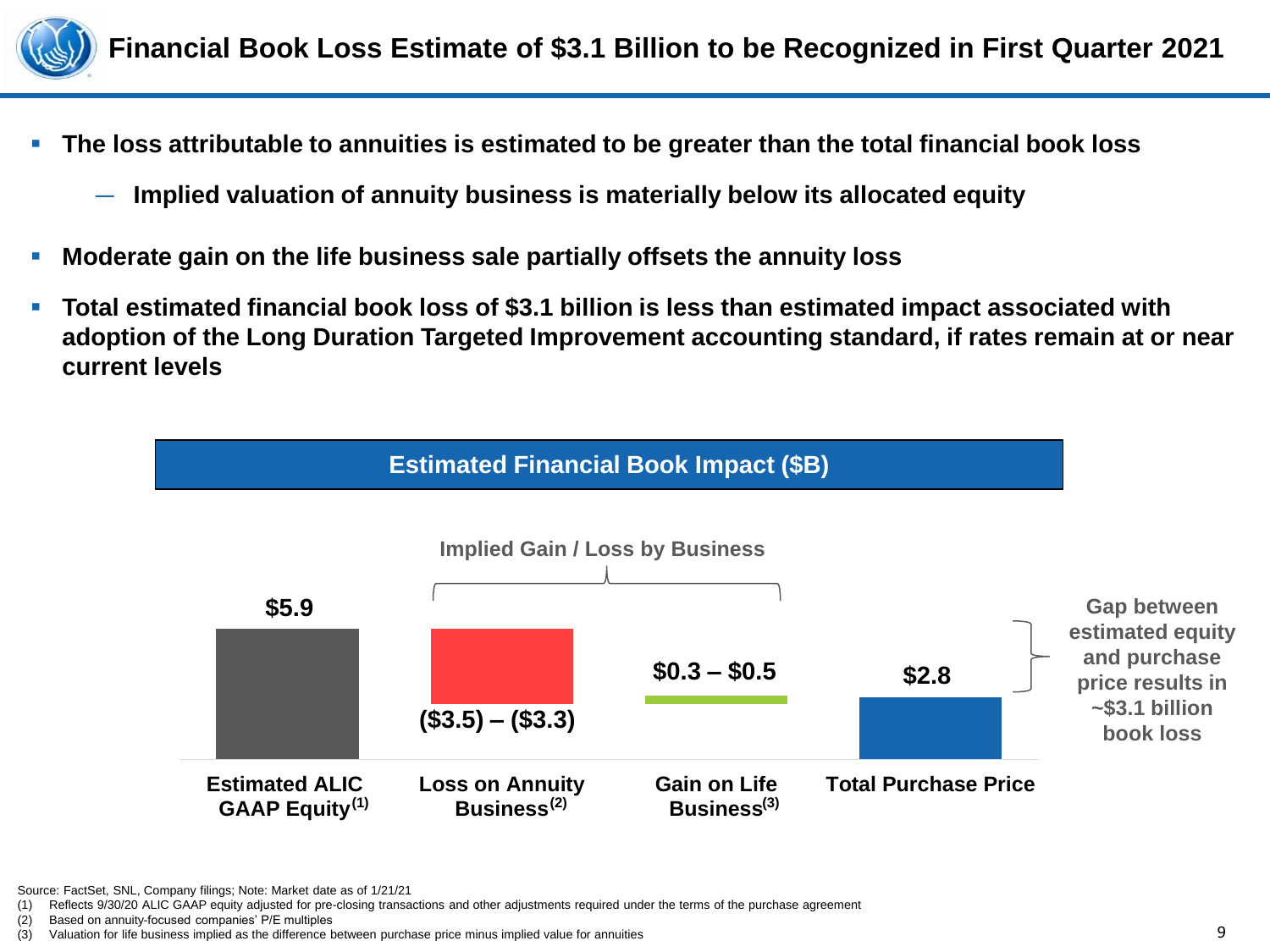# Financial Book Loss Estimate of $3.1 Billion to be Recognized in First Quarter 2021

- **The loss attributable to annuities is estimated to be greater than the total financial book loss**
  - **Implied valuation of annuity business is materially below its allocated equity**
- **Moderate gain on the life business sale partially offsets the annuity loss**
- **Total estimated financial book loss of $3.1 billion is less than estimated impact associated with adoption of the Long Duration Targeted Improvement accounting standard, if rates remain at or near current levels**

## Estimated Financial Book Impact ($B)

Implied Gain / Loss by Business

| Estimated ALIC GAAP Equity[1] | Loss on Annuity Business[2] | Gain on Life Business[3] | Total Purchase Price |
|---|---|---|---|
| $5.9 | ($3.5) – ($3.3) | $0.3 – $0.5 | $2.8 |

Gap between estimated equity and purchase price results in ~$3.1 billion book loss

Source: FactSet, SNL, Company filings; Note: Market date as of 1/21/21

(1) Reflects 9/30/20 ALIC GAAP equity adjusted for pre-closing transactions and other adjustments required under the terms of the purchase agreement

(2) Based on annuity-focused companies' P/E multiples

(3) Valuation for life business implied as the difference between purchase price minus implied value for annuities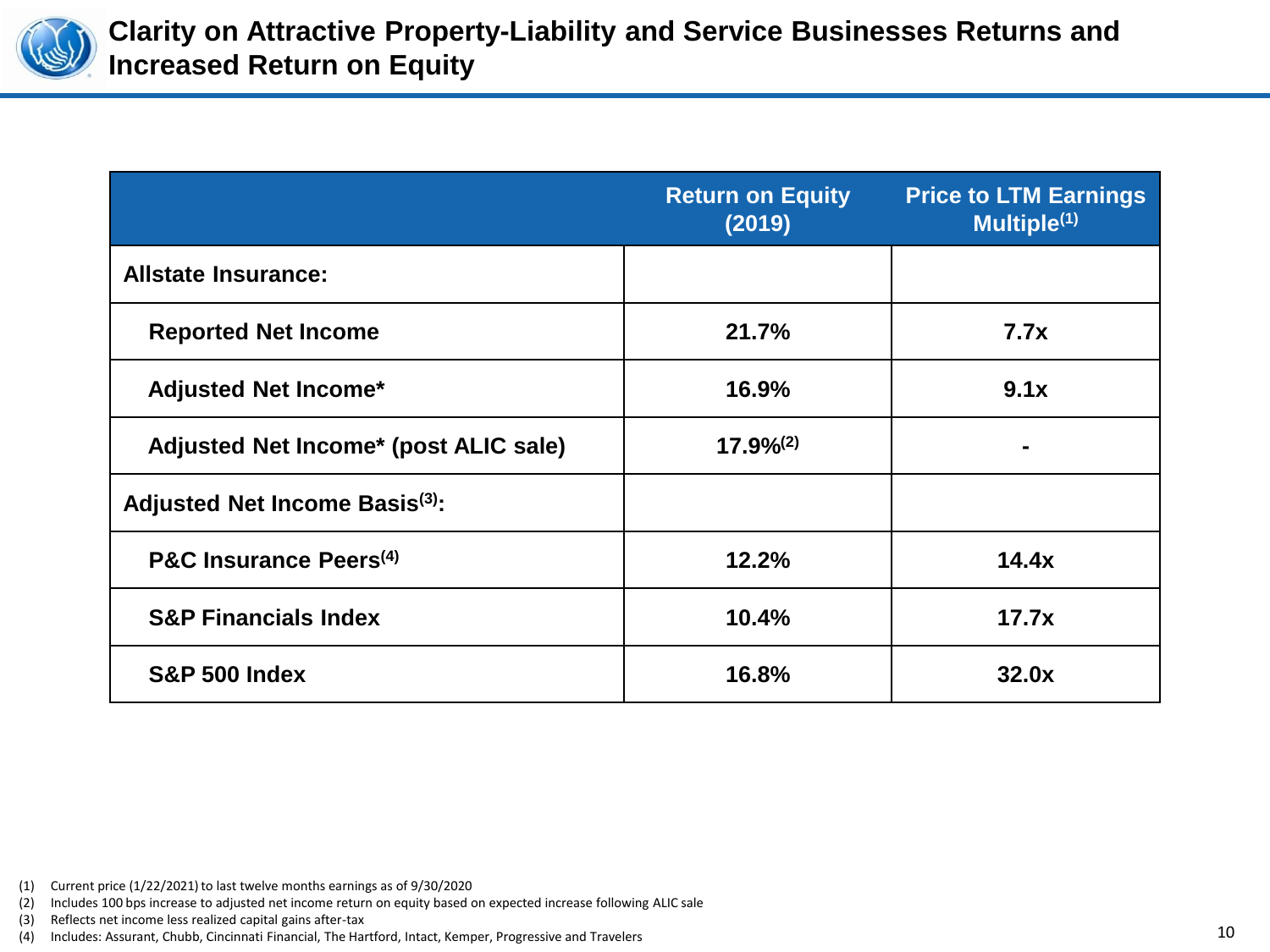# Clarity on Attractive Property-Liability and Service Businesses Returns and Increased Return on Equity

| | Return on Equity (2019) | Price to LTM Earnings Multiple[1] |
|---|---|---|
| **Allstate Insurance:** | | |
| Reported Net Income | 21.7% | 7.7x |
| Adjusted Net Income* | 16.9% | 9.1x |
| Adjusted Net Income* (post ALIC sale) | 17.9%[2] | - |
| **Adjusted Net Income Basis[3]:** | | |
| P&C Insurance Peers[4] | 12.2% | 14.4x |
| S&P Financials Index | 10.4% | 17.7x |
| S&P 500 Index | 16.8% | 32.0x |

(1) Current price (1/22/2021) to last twelve months earnings as of 9/30/2020
(2) Includes 100 bps increase to adjusted net income return on equity based on expected increase following ALIC sale
(3) Reflects net income less realized capital gains after-tax
(4) Includes: Assurant, Chubb, Cincinnati Financial, The Hartford, Intact, Kemper, Progressive and Travelers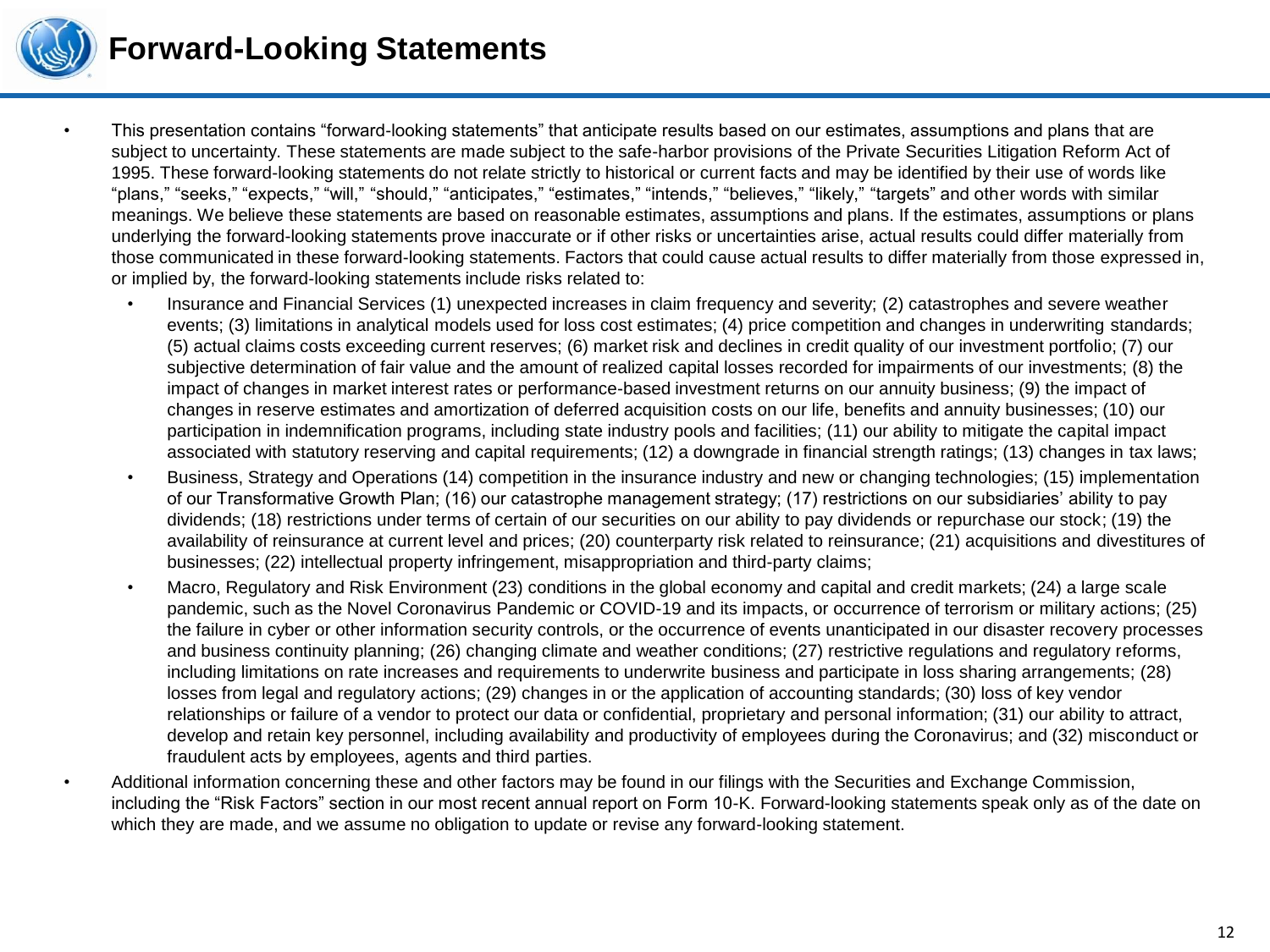# Forward-Looking Statements

- This presentation contains "forward-looking statements" that anticipate results based on our estimates, assumptions and plans that are subject to uncertainty. These statements are made subject to the safe-harbor provisions of the Private Securities Litigation Reform Act of 1995. These forward-looking statements do not relate strictly to historical or current facts and may be identified by their use of words like "plans," "seeks," "expects," "will," "should," "anticipates," "estimates," "intends," "believes," "likely," "targets" and other words with similar meanings. We believe these statements are based on reasonable estimates, assumptions and plans. If the estimates, assumptions or plans underlying the forward-looking statements prove inaccurate or if other risks or uncertainties arise, actual results could differ materially from those communicated in these forward-looking statements. Factors that could cause actual results to differ materially from those expressed in, or implied by, the forward-looking statements include risks related to:
  - Insurance and Financial Services (1) unexpected increases in claim frequency and severity; (2) catastrophes and severe weather events; (3) limitations in analytical models used for loss cost estimates; (4) price competition and changes in underwriting standards; (5) actual claims costs exceeding current reserves; (6) market risk and declines in credit quality of our investment portfolio; (7) our subjective determination of fair value and the amount of realized capital losses recorded for impairments of our investments; (8) the impact of changes in market interest rates or performance-based investment returns on our annuity business; (9) the impact of changes in reserve estimates and amortization of deferred acquisition costs on our life, benefits and annuity businesses; (10) our participation in indemnification programs, including state industry pools and facilities; (11) our ability to mitigate the capital impact associated with statutory reserving and capital requirements; (12) a downgrade in financial strength ratings; (13) changes in tax laws;
  - Business, Strategy and Operations (14) competition in the insurance industry and new or changing technologies; (15) implementation of our Transformative Growth Plan; (16) our catastrophe management strategy; (17) restrictions on our subsidiaries' ability to pay dividends; (18) restrictions under terms of certain of our securities on our ability to pay dividends or repurchase our stock; (19) the availability of reinsurance at current level and prices; (20) counterparty risk related to reinsurance; (21) acquisitions and divestitures of businesses; (22) intellectual property infringement, misappropriation and third-party claims;
  - Macro, Regulatory and Risk Environment (23) conditions in the global economy and capital and credit markets; (24) a large scale pandemic, such as the Novel Coronavirus Pandemic or COVID-19 and its impacts, or occurrence of terrorism or military actions; (25) the failure in cyber or other information security controls, or the occurrence of events unanticipated in our disaster recovery processes and business continuity planning; (26) changing climate and weather conditions; (27) restrictive regulations and regulatory reforms, including limitations on rate increases and requirements to underwrite business and participate in loss sharing arrangements; (28) losses from legal and regulatory actions; (29) changes in or the application of accounting standards; (30) loss of key vendor relationships or failure of a vendor to protect our data or confidential, proprietary and personal information; (31) our ability to attract, develop and retain key personnel, including availability and productivity of employees during the Coronavirus; and (32) misconduct or fraudulent acts by employees, agents and third parties.
- Additional information concerning these and other factors may be found in our filings with the Securities and Exchange Commission, including the "Risk Factors" section in our most recent annual report on Form 10-K. Forward-looking statements speak only as of the date on which they are made, and we assume no obligation to update or revise any forward-looking statement.